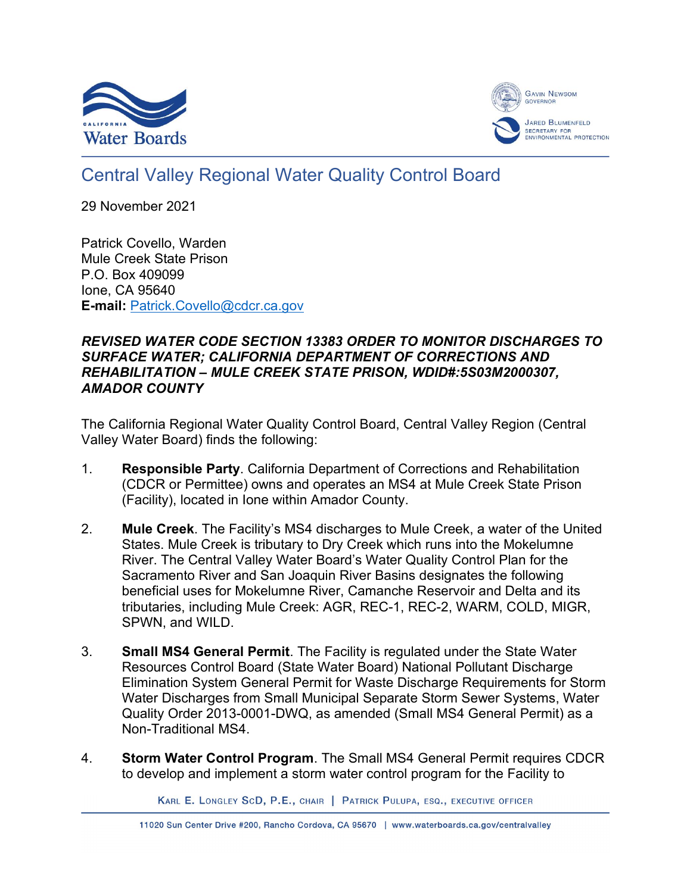# Central Valley Regional Water Quality Control Board

29 November 2021

Patrick Covello, Warden
Mule Creek State Prison
P.O. Box 409099
Ione, CA 95640
**E-mail:** Patrick.Covello@cdcr.ca.gov

***REVISED WATER CODE SECTION 13383 ORDER TO MONITOR DISCHARGES TO SURFACE WATER; CALIFORNIA DEPARTMENT OF CORRECTIONS AND REHABILITATION – MULE CREEK STATE PRISON, WDID#:5S03M2000307, AMADOR COUNTY***

The California Regional Water Quality Control Board, Central Valley Region (Central Valley Water Board) finds the following:

1. **Responsible Party**. California Department of Corrections and Rehabilitation (CDCR or Permittee) owns and operates an MS4 at Mule Creek State Prison (Facility), located in Ione within Amador County.

2. **Mule Creek**. The Facility's MS4 discharges to Mule Creek, a water of the United States. Mule Creek is tributary to Dry Creek which runs into the Mokelumne River. The Central Valley Water Board's Water Quality Control Plan for the Sacramento River and San Joaquin River Basins designates the following beneficial uses for Mokelumne River, Camanche Reservoir and Delta and its tributaries, including Mule Creek: AGR, REC-1, REC-2, WARM, COLD, MIGR, SPWN, and WILD.

3. **Small MS4 General Permit**. The Facility is regulated under the State Water Resources Control Board (State Water Board) National Pollutant Discharge Elimination System General Permit for Waste Discharge Requirements for Storm Water Discharges from Small Municipal Separate Storm Sewer Systems, Water Quality Order 2013-0001-DWQ, as amended (Small MS4 General Permit) as a Non-Traditional MS4.

4. **Storm Water Control Program**. The Small MS4 General Permit requires CDCR to develop and implement a storm water control program for the Facility to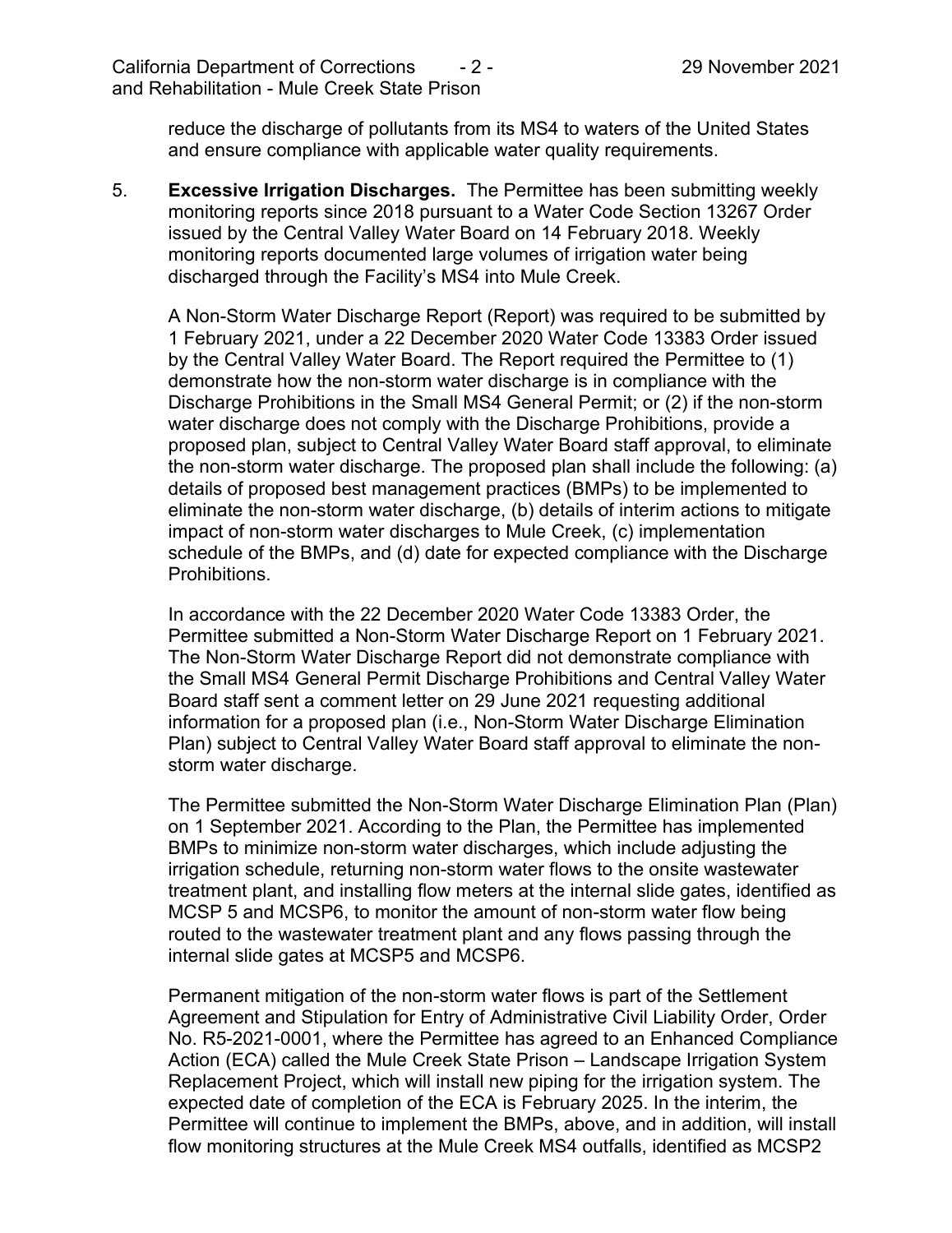reduce the discharge of pollutants from its MS4 to waters of the United States and ensure compliance with applicable water quality requirements.

5. **Excessive Irrigation Discharges.** The Permittee has been submitting weekly monitoring reports since 2018 pursuant to a Water Code Section 13267 Order issued by the Central Valley Water Board on 14 February 2018. Weekly monitoring reports documented large volumes of irrigation water being discharged through the Facility's MS4 into Mule Creek.

   A Non-Storm Water Discharge Report (Report) was required to be submitted by 1 February 2021, under a 22 December 2020 Water Code 13383 Order issued by the Central Valley Water Board. The Report required the Permittee to (1) demonstrate how the non-storm water discharge is in compliance with the Discharge Prohibitions in the Small MS4 General Permit; or (2) if the non-storm water discharge does not comply with the Discharge Prohibitions, provide a proposed plan, subject to Central Valley Water Board staff approval, to eliminate the non-storm water discharge. The proposed plan shall include the following: (a) details of proposed best management practices (BMPs) to be implemented to eliminate the non-storm water discharge, (b) details of interim actions to mitigate impact of non-storm water discharges to Mule Creek, (c) implementation schedule of the BMPs, and (d) date for expected compliance with the Discharge Prohibitions.

   In accordance with the 22 December 2020 Water Code 13383 Order, the Permittee submitted a Non-Storm Water Discharge Report on 1 February 2021. The Non-Storm Water Discharge Report did not demonstrate compliance with the Small MS4 General Permit Discharge Prohibitions and Central Valley Water Board staff sent a comment letter on 29 June 2021 requesting additional information for a proposed plan (i.e., Non-Storm Water Discharge Elimination Plan) subject to Central Valley Water Board staff approval to eliminate the non-storm water discharge.

   The Permittee submitted the Non-Storm Water Discharge Elimination Plan (Plan) on 1 September 2021. According to the Plan, the Permittee has implemented BMPs to minimize non-storm water discharges, which include adjusting the irrigation schedule, returning non-storm water flows to the onsite wastewater treatment plant, and installing flow meters at the internal slide gates, identified as MCSP 5 and MCSP6, to monitor the amount of non-storm water flow being routed to the wastewater treatment plant and any flows passing through the internal slide gates at MCSP5 and MCSP6.

   Permanent mitigation of the non-storm water flows is part of the Settlement Agreement and Stipulation for Entry of Administrative Civil Liability Order, Order No. R5-2021-0001, where the Permittee has agreed to an Enhanced Compliance Action (ECA) called the Mule Creek State Prison – Landscape Irrigation System Replacement Project, which will install new piping for the irrigation system. The expected date of completion of the ECA is February 2025. In the interim, the Permittee will continue to implement the BMPs, above, and in addition, will install flow monitoring structures at the Mule Creek MS4 outfalls, identified as MCSP2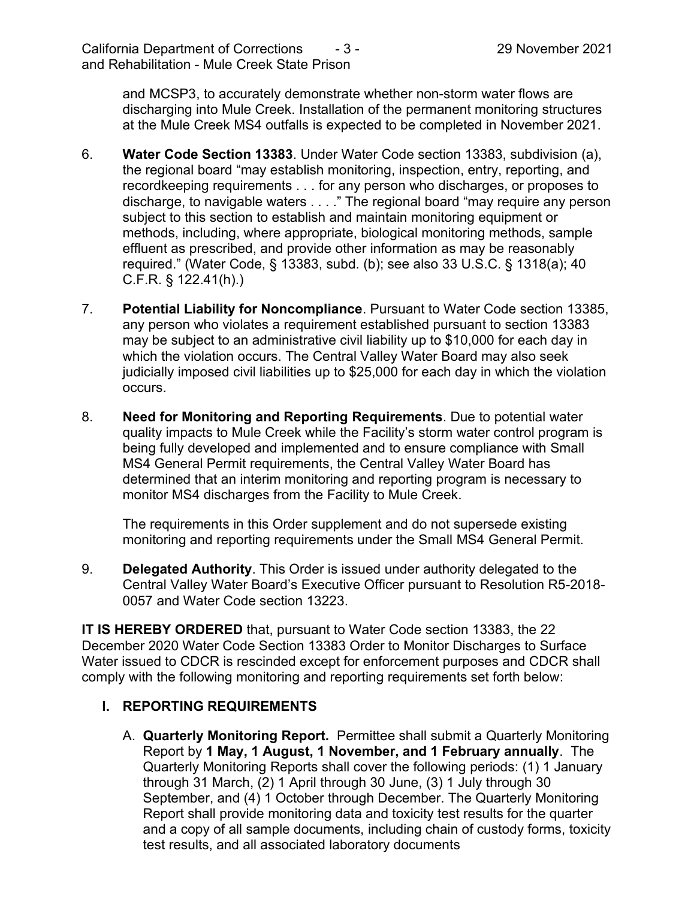and MCSP3, to accurately demonstrate whether non-storm water flows are discharging into Mule Creek. Installation of the permanent monitoring structures at the Mule Creek MS4 outfalls is expected to be completed in November 2021.

6. **Water Code Section 13383**. Under Water Code section 13383, subdivision (a), the regional board "may establish monitoring, inspection, entry, reporting, and recordkeeping requirements . . . for any person who discharges, or proposes to discharge, to navigable waters . . . ." The regional board "may require any person subject to this section to establish and maintain monitoring equipment or methods, including, where appropriate, biological monitoring methods, sample effluent as prescribed, and provide other information as may be reasonably required." (Water Code, § 13383, subd. (b); see also 33 U.S.C. § 1318(a); 40 C.F.R. § 122.41(h).)

7. **Potential Liability for Noncompliance**. Pursuant to Water Code section 13385, any person who violates a requirement established pursuant to section 13383 may be subject to an administrative civil liability up to $10,000 for each day in which the violation occurs. The Central Valley Water Board may also seek judicially imposed civil liabilities up to $25,000 for each day in which the violation occurs.

8. **Need for Monitoring and Reporting Requirements**. Due to potential water quality impacts to Mule Creek while the Facility's storm water control program is being fully developed and implemented and to ensure compliance with Small MS4 General Permit requirements, the Central Valley Water Board has determined that an interim monitoring and reporting program is necessary to monitor MS4 discharges from the Facility to Mule Creek.

   The requirements in this Order supplement and do not supersede existing monitoring and reporting requirements under the Small MS4 General Permit.

9. **Delegated Authority**. This Order is issued under authority delegated to the Central Valley Water Board's Executive Officer pursuant to Resolution R5-2018-0057 and Water Code section 13223.

**IT IS HEREBY ORDERED** that, pursuant to Water Code section 13383, the 22 December 2020 Water Code Section 13383 Order to Monitor Discharges to Surface Water issued to CDCR is rescinded except for enforcement purposes and CDCR shall comply with the following monitoring and reporting requirements set forth below:

## I. REPORTING REQUIREMENTS

A. **Quarterly Monitoring Report.** Permittee shall submit a Quarterly Monitoring Report by **1 May, 1 August, 1 November, and 1 February annually**. The Quarterly Monitoring Reports shall cover the following periods: (1) 1 January through 31 March, (2) 1 April through 30 June, (3) 1 July through 30 September, and (4) 1 October through December. The Quarterly Monitoring Report shall provide monitoring data and toxicity test results for the quarter and a copy of all sample documents, including chain of custody forms, toxicity test results, and all associated laboratory documents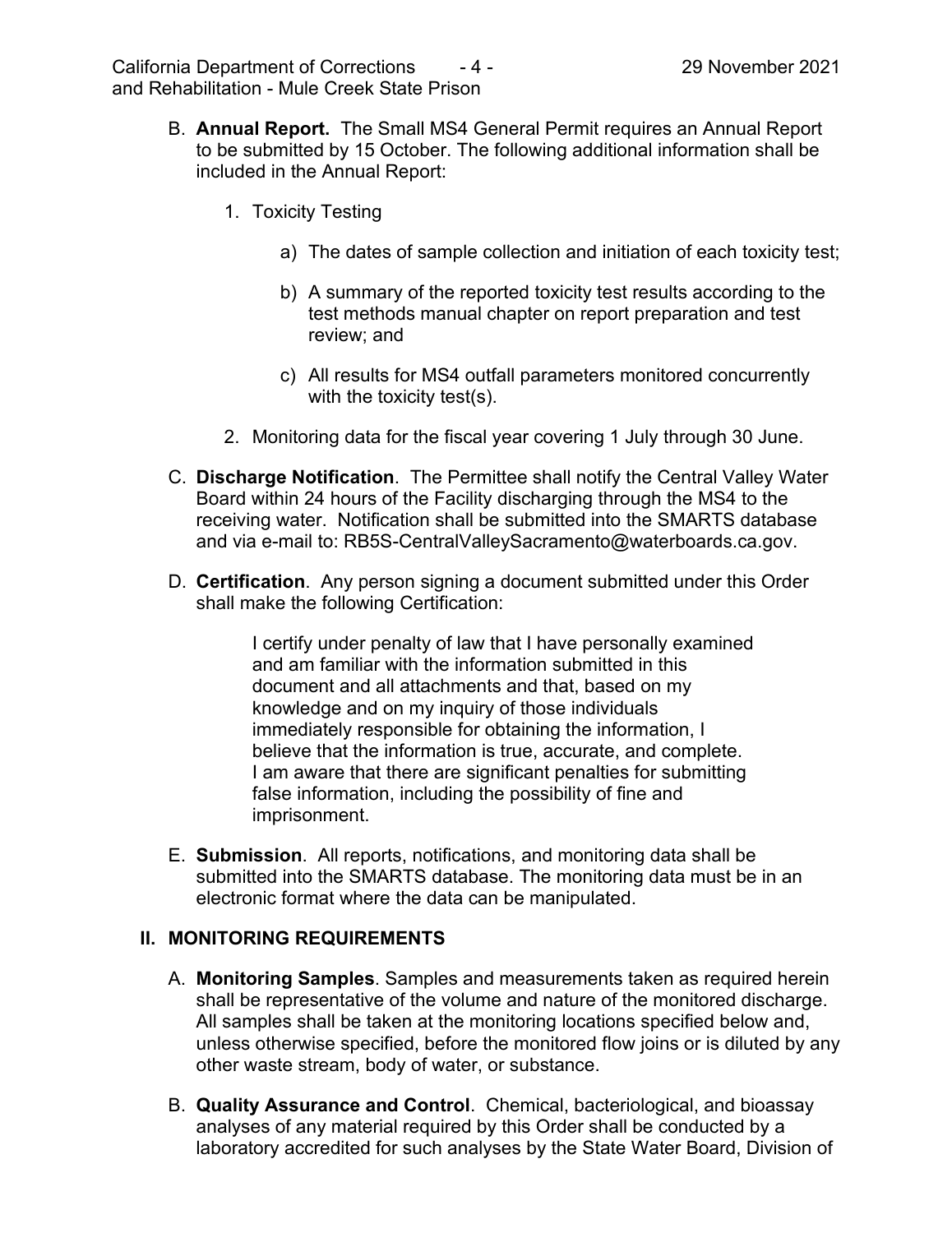B. **Annual Report.** The Small MS4 General Permit requires an Annual Report to be submitted by 15 October. The following additional information shall be included in the Annual Report:

   1. Toxicity Testing

      a) The dates of sample collection and initiation of each toxicity test;

      b) A summary of the reported toxicity test results according to the test methods manual chapter on report preparation and test review; and

      c) All results for MS4 outfall parameters monitored concurrently with the toxicity test(s).

   2. Monitoring data for the fiscal year covering 1 July through 30 June.

C. **Discharge Notification**. The Permittee shall notify the Central Valley Water Board within 24 hours of the Facility discharging through the MS4 to the receiving water. Notification shall be submitted into the SMARTS database and via e-mail to: RB5S-CentralValleySacramento@waterboards.ca.gov.

D. **Certification**. Any person signing a document submitted under this Order shall make the following Certification:

   > I certify under penalty of law that I have personally examined and am familiar with the information submitted in this document and all attachments and that, based on my knowledge and on my inquiry of those individuals immediately responsible for obtaining the information, I believe that the information is true, accurate, and complete. I am aware that there are significant penalties for submitting false information, including the possibility of fine and imprisonment.

E. **Submission**. All reports, notifications, and monitoring data shall be submitted into the SMARTS database. The monitoring data must be in an electronic format where the data can be manipulated.

## II. MONITORING REQUIREMENTS

A. **Monitoring Samples**. Samples and measurements taken as required herein shall be representative of the volume and nature of the monitored discharge. All samples shall be taken at the monitoring locations specified below and, unless otherwise specified, before the monitored flow joins or is diluted by any other waste stream, body of water, or substance.

B. **Quality Assurance and Control**. Chemical, bacteriological, and bioassay analyses of any material required by this Order shall be conducted by a laboratory accredited for such analyses by the State Water Board, Division of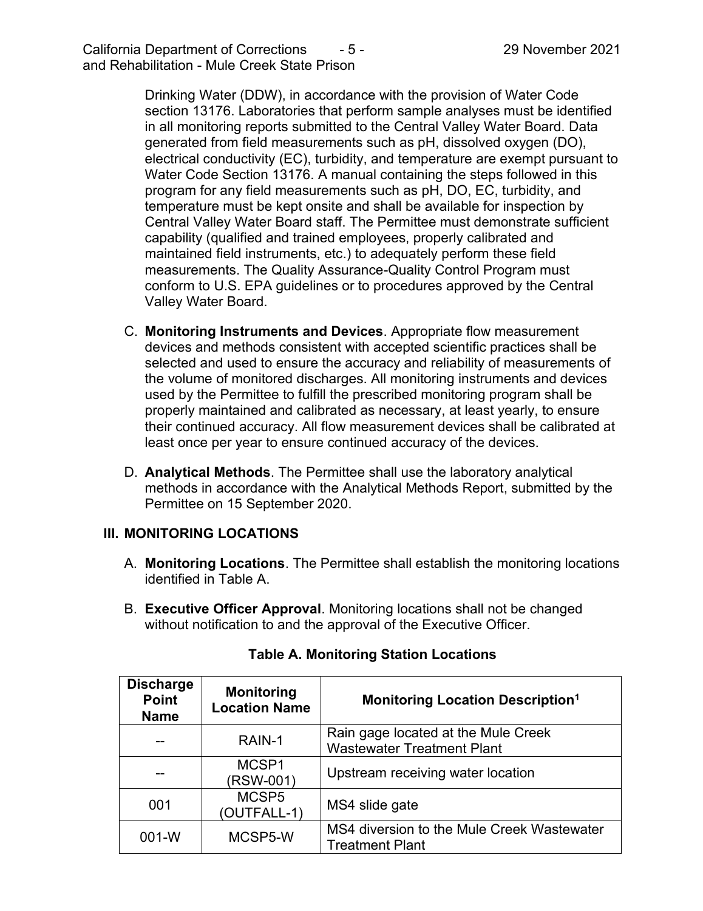Drinking Water (DDW), in accordance with the provision of Water Code section 13176. Laboratories that perform sample analyses must be identified in all monitoring reports submitted to the Central Valley Water Board. Data generated from field measurements such as pH, dissolved oxygen (DO), electrical conductivity (EC), turbidity, and temperature are exempt pursuant to Water Code Section 13176. A manual containing the steps followed in this program for any field measurements such as pH, DO, EC, turbidity, and temperature must be kept onsite and shall be available for inspection by Central Valley Water Board staff. The Permittee must demonstrate sufficient capability (qualified and trained employees, properly calibrated and maintained field instruments, etc.) to adequately perform these field measurements. The Quality Assurance-Quality Control Program must conform to U.S. EPA guidelines or to procedures approved by the Central Valley Water Board.

C. **Monitoring Instruments and Devices**. Appropriate flow measurement devices and methods consistent with accepted scientific practices shall be selected and used to ensure the accuracy and reliability of measurements of the volume of monitored discharges. All monitoring instruments and devices used by the Permittee to fulfill the prescribed monitoring program shall be properly maintained and calibrated as necessary, at least yearly, to ensure their continued accuracy. All flow measurement devices shall be calibrated at least once per year to ensure continued accuracy of the devices.

D. **Analytical Methods**. The Permittee shall use the laboratory analytical methods in accordance with the Analytical Methods Report, submitted by the Permittee on 15 September 2020.

## III. MONITORING LOCATIONS

A. **Monitoring Locations**. The Permittee shall establish the monitoring locations identified in Table A.

B. **Executive Officer Approval**. Monitoring locations shall not be changed without notification to and the approval of the Executive Officer.

**Table A. Monitoring Station Locations**

| Discharge Point Name | Monitoring Location Name | Monitoring Location Description[1] |
|---|---|---|
| -- | RAIN-1 | Rain gage located at the Mule Creek Wastewater Treatment Plant |
| -- | MCSP1 (RSW-001) | Upstream receiving water location |
| 001 | MCSP5 (OUTFALL-1) | MS4 slide gate |
| 001-W | MCSP5-W | MS4 diversion to the Mule Creek Wastewater Treatment Plant |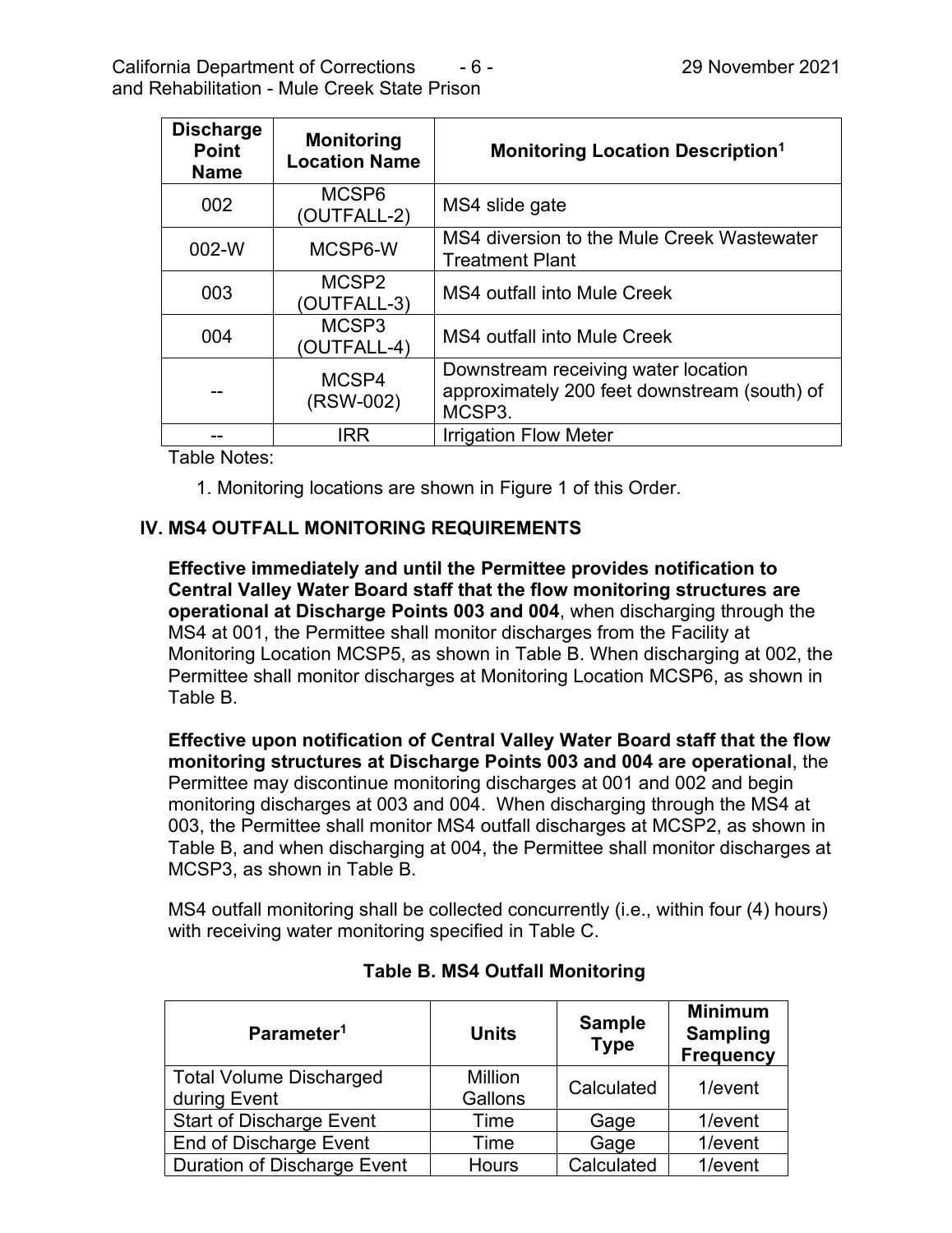| Discharge Point Name | Monitoring Location Name | Monitoring Location Description[1] |
|---|---|---|
| 002 | MCSP6 (OUTFALL-2) | MS4 slide gate |
| 002-W | MCSP6-W | MS4 diversion to the Mule Creek Wastewater Treatment Plant |
| 003 | MCSP2 (OUTFALL-3) | MS4 outfall into Mule Creek |
| 004 | MCSP3 (OUTFALL-4) | MS4 outfall into Mule Creek |
| -- | MCSP4 (RSW-002) | Downstream receiving water location approximately 200 feet downstream (south) of MCSP3. |
| -- | IRR | Irrigation Flow Meter |

Table Notes:

1. Monitoring locations are shown in Figure 1 of this Order.

## IV. MS4 OUTFALL MONITORING REQUIREMENTS

**Effective immediately and until the Permittee provides notification to Central Valley Water Board staff that the flow monitoring structures are operational at Discharge Points 003 and 004**, when discharging through the MS4 at 001, the Permittee shall monitor discharges from the Facility at Monitoring Location MCSP5, as shown in Table B. When discharging at 002, the Permittee shall monitor discharges at Monitoring Location MCSP6, as shown in Table B.

**Effective upon notification of Central Valley Water Board staff that the flow monitoring structures at Discharge Points 003 and 004 are operational**, the Permittee may discontinue monitoring discharges at 001 and 002 and begin monitoring discharges at 003 and 004. When discharging through the MS4 at 003, the Permittee shall monitor MS4 outfall discharges at MCSP2, as shown in Table B, and when discharging at 004, the Permittee shall monitor discharges at MCSP3, as shown in Table B.

MS4 outfall monitoring shall be collected concurrently (i.e., within four (4) hours) with receiving water monitoring specified in Table C.

**Table B. MS4 Outfall Monitoring**

| Parameter[1] | Units | Sample Type | Minimum Sampling Frequency |
|---|---|---|---|
| Total Volume Discharged during Event | Million Gallons | Calculated | 1/event |
| Start of Discharge Event | Time | Gage | 1/event |
| End of Discharge Event | Time | Gage | 1/event |
| Duration of Discharge Event | Hours | Calculated | 1/event |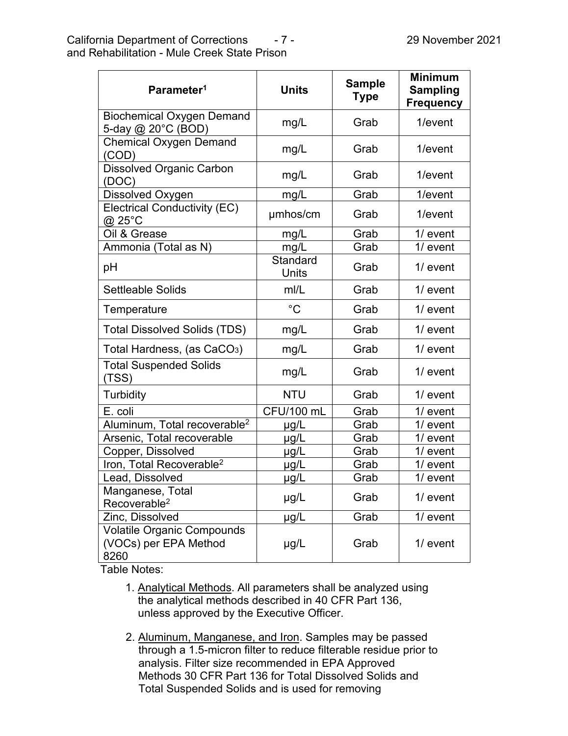| Parameter[1] | Units | Sample Type | Minimum Sampling Frequency |
|---|---|---|---|
| Biochemical Oxygen Demand 5-day @ 20°C (BOD) | mg/L | Grab | 1/event |
| Chemical Oxygen Demand (COD) | mg/L | Grab | 1/event |
| Dissolved Organic Carbon (DOC) | mg/L | Grab | 1/event |
| Dissolved Oxygen | mg/L | Grab | 1/event |
| Electrical Conductivity (EC) @ 25°C | μmhos/cm | Grab | 1/event |
| Oil & Grease | mg/L | Grab | 1/ event |
| Ammonia (Total as N) | mg/L | Grab | 1/ event |
| pH | Standard Units | Grab | 1/ event |
| Settleable Solids | ml/L | Grab | 1/ event |
| Temperature | °C | Grab | 1/ event |
| Total Dissolved Solids (TDS) | mg/L | Grab | 1/ event |
| Total Hardness, (as $CaCO_3$) | mg/L | Grab | 1/ event |
| Total Suspended Solids (TSS) | mg/L | Grab | 1/ event |
| Turbidity | NTU | Grab | 1/ event |
| E. coli | CFU/100 mL | Grab | 1/ event |
| Aluminum, Total recoverable[2] | μg/L | Grab | 1/ event |
| Arsenic, Total recoverable | μg/L | Grab | 1/ event |
| Copper, Dissolved | μg/L | Grab | 1/ event |
| Iron, Total Recoverable[2] | μg/L | Grab | 1/ event |
| Lead, Dissolved | μg/L | Grab | 1/ event |
| Manganese, Total Recoverable[2] | μg/L | Grab | 1/ event |
| Zinc, Dissolved | μg/L | Grab | 1/ event |
| Volatile Organic Compounds (VOCs) per EPA Method 8260 | μg/L | Grab | 1/ event |

Table Notes:

1. Analytical Methods. All parameters shall be analyzed using the analytical methods described in 40 CFR Part 136, unless approved by the Executive Officer.

2. Aluminum, Manganese, and Iron. Samples may be passed through a 1.5-micron filter to reduce filterable residue prior to analysis. Filter size recommended in EPA Approved Methods 30 CFR Part 136 for Total Dissolved Solids and Total Suspended Solids and is used for removing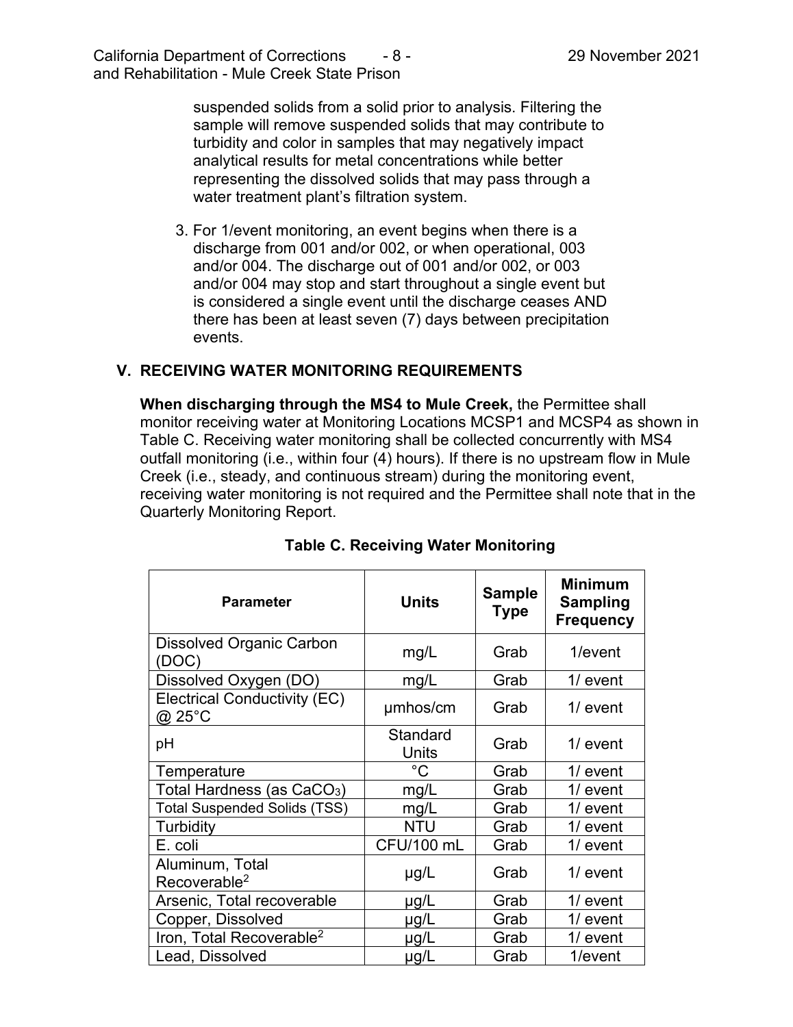suspended solids from a solid prior to analysis. Filtering the sample will remove suspended solids that may contribute to turbidity and color in samples that may negatively impact analytical results for metal concentrations while better representing the dissolved solids that may pass through a water treatment plant's filtration system.

3. For 1/event monitoring, an event begins when there is a discharge from 001 and/or 002, or when operational, 003 and/or 004. The discharge out of 001 and/or 002, or 003 and/or 004 may stop and start throughout a single event but is considered a single event until the discharge ceases AND there has been at least seven (7) days between precipitation events.

## V. RECEIVING WATER MONITORING REQUIREMENTS

**When discharging through the MS4 to Mule Creek,** the Permittee shall monitor receiving water at Monitoring Locations MCSP1 and MCSP4 as shown in Table C. Receiving water monitoring shall be collected concurrently with MS4 outfall monitoring (i.e., within four (4) hours). If there is no upstream flow in Mule Creek (i.e., steady, and continuous stream) during the monitoring event, receiving water monitoring is not required and the Permittee shall note that in the Quarterly Monitoring Report.

**Table C. Receiving Water Monitoring**

| Parameter | Units | Sample Type | Minimum Sampling Frequency |
|---|---|---|---|
| Dissolved Organic Carbon (DOC) | mg/L | Grab | 1/event |
| Dissolved Oxygen (DO) | mg/L | Grab | 1/ event |
| Electrical Conductivity (EC) @ 25°C | µmhos/cm | Grab | 1/ event |
| pH | Standard Units | Grab | 1/ event |
| Temperature | °C | Grab | 1/ event |
| Total Hardness (as $CaCO_3$) | mg/L | Grab | 1/ event |
| Total Suspended Solids (TSS) | mg/L | Grab | 1/ event |
| Turbidity | NTU | Grab | 1/ event |
| E. coli | CFU/100 mL | Grab | 1/ event |
| Aluminum, Total Recoverable[2] | µg/L | Grab | 1/ event |
| Arsenic, Total recoverable | µg/L | Grab | 1/ event |
| Copper, Dissolved | µg/L | Grab | 1/ event |
| Iron, Total Recoverable[2] | µg/L | Grab | 1/ event |
| Lead, Dissolved | µg/L | Grab | 1/event |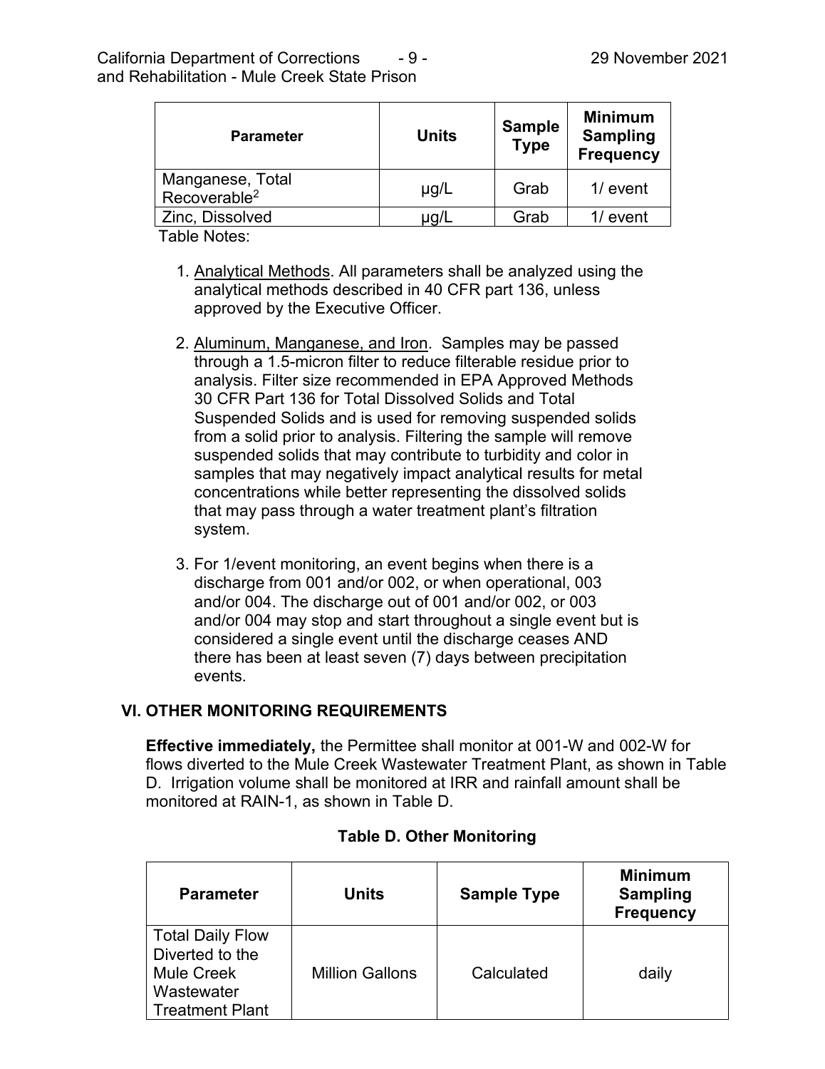| Parameter | Units | Sample Type | Minimum Sampling Frequency |
|---|---|---|---|
| Manganese, Total Recoverable[2] | µg/L | Grab | 1/ event |
| Zinc, Dissolved | µg/L | Grab | 1/ event |

Table Notes:

1. Analytical Methods. All parameters shall be analyzed using the analytical methods described in 40 CFR part 136, unless approved by the Executive Officer.
2. Aluminum, Manganese, and Iron. Samples may be passed through a 1.5-micron filter to reduce filterable residue prior to analysis. Filter size recommended in EPA Approved Methods 30 CFR Part 136 for Total Dissolved Solids and Total Suspended Solids and is used for removing suspended solids from a solid prior to analysis. Filtering the sample will remove suspended solids that may contribute to turbidity and color in samples that may negatively impact analytical results for metal concentrations while better representing the dissolved solids that may pass through a water treatment plant's filtration system.
3. For 1/event monitoring, an event begins when there is a discharge from 001 and/or 002, or when operational, 003 and/or 004. The discharge out of 001 and/or 002, or 003 and/or 004 may stop and start throughout a single event but is considered a single event until the discharge ceases AND there has been at least seven (7) days between precipitation events.

## VI. OTHER MONITORING REQUIREMENTS

**Effective immediately,** the Permittee shall monitor at 001-W and 002-W for flows diverted to the Mule Creek Wastewater Treatment Plant, as shown in Table D. Irrigation volume shall be monitored at IRR and rainfall amount shall be monitored at RAIN-1, as shown in Table D.

**Table D. Other Monitoring**

| Parameter | Units | Sample Type | Minimum Sampling Frequency |
|---|---|---|---|
| Total Daily Flow Diverted to the Mule Creek Wastewater Treatment Plant | Million Gallons | Calculated | daily |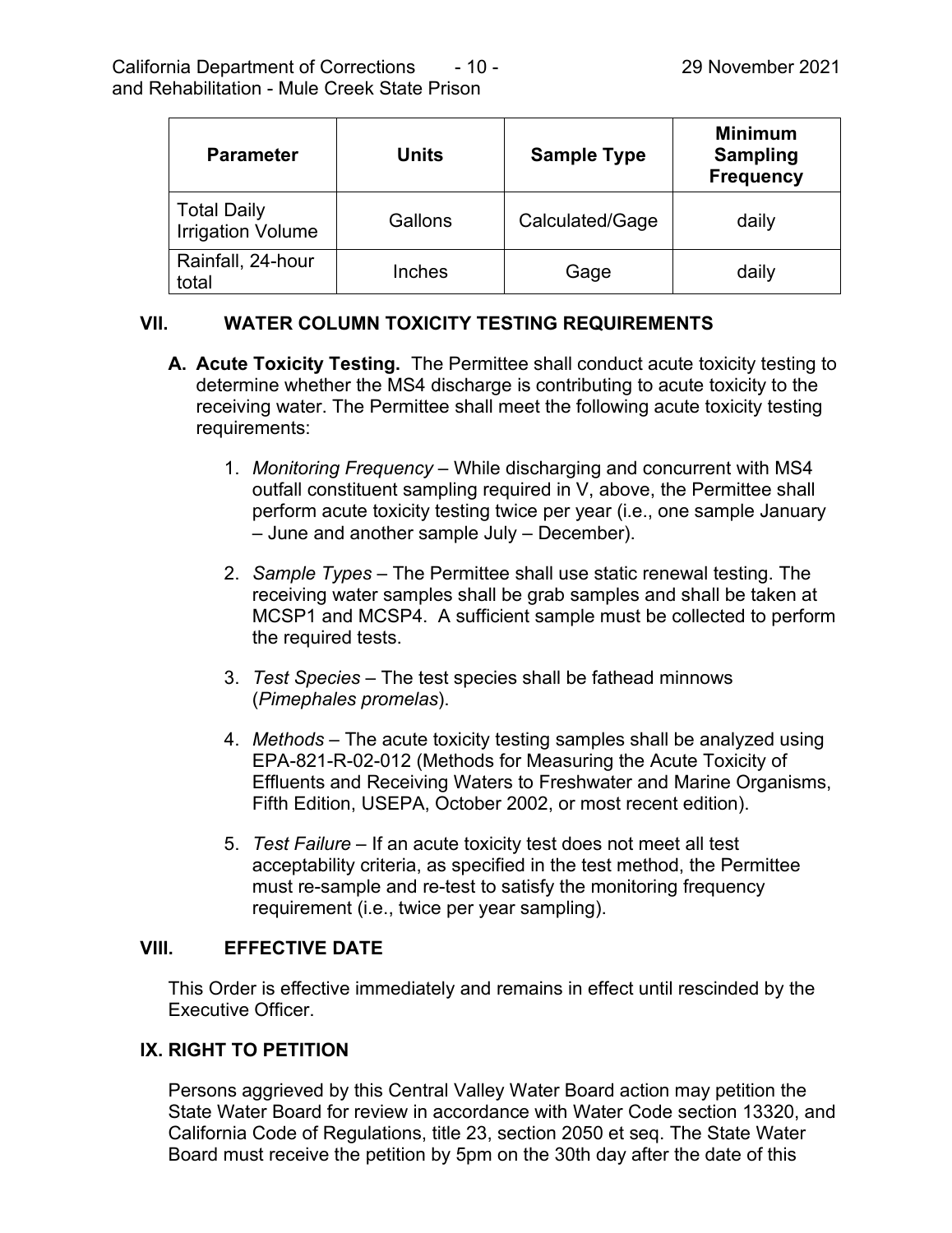| Parameter | Units | Sample Type | Minimum Sampling Frequency |
|---|---|---|---|
| Total Daily Irrigation Volume | Gallons | Calculated/Gage | daily |
| Rainfall, 24-hour total | Inches | Gage | daily |

## VII. WATER COLUMN TOXICITY TESTING REQUIREMENTS

**A. Acute Toxicity Testing.** The Permittee shall conduct acute toxicity testing to determine whether the MS4 discharge is contributing to acute toxicity to the receiving water. The Permittee shall meet the following acute toxicity testing requirements:

1. *Monitoring Frequency* – While discharging and concurrent with MS4 outfall constituent sampling required in V, above, the Permittee shall perform acute toxicity testing twice per year (i.e., one sample January – June and another sample July – December).

2. *Sample Types* – The Permittee shall use static renewal testing. The receiving water samples shall be grab samples and shall be taken at MCSP1 and MCSP4. A sufficient sample must be collected to perform the required tests.

3. *Test Species* – The test species shall be fathead minnows (*Pimephales promelas*).

4. *Methods* – The acute toxicity testing samples shall be analyzed using EPA-821-R-02-012 (Methods for Measuring the Acute Toxicity of Effluents and Receiving Waters to Freshwater and Marine Organisms, Fifth Edition, USEPA, October 2002, or most recent edition).

5. *Test Failure* – If an acute toxicity test does not meet all test acceptability criteria, as specified in the test method, the Permittee must re-sample and re-test to satisfy the monitoring frequency requirement (i.e., twice per year sampling).

## VIII. EFFECTIVE DATE

This Order is effective immediately and remains in effect until rescinded by the Executive Officer.

## IX. RIGHT TO PETITION

Persons aggrieved by this Central Valley Water Board action may petition the State Water Board for review in accordance with Water Code section 13320, and California Code of Regulations, title 23, section 2050 et seq. The State Water Board must receive the petition by 5pm on the 30th day after the date of this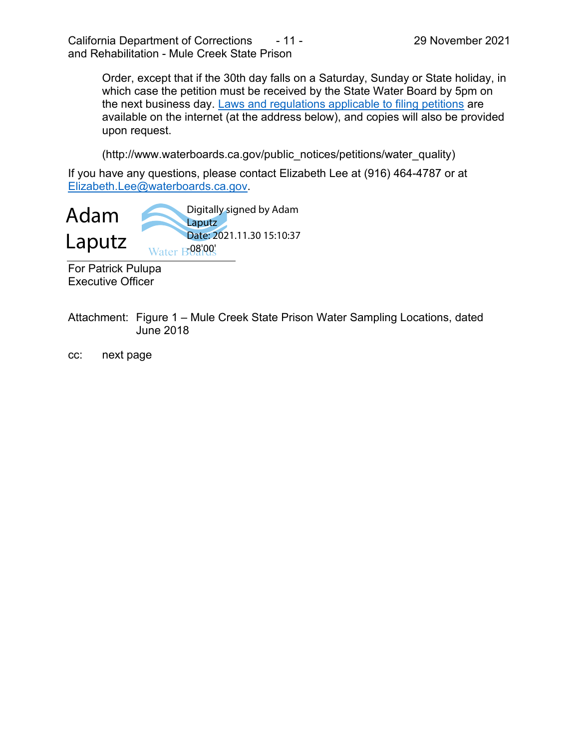Order, except that if the 30th day falls on a Saturday, Sunday or State holiday, in which case the petition must be received by the State Water Board by 5pm on the next business day. Laws and regulations applicable to filing petitions are available on the internet (at the address below), and copies will also be provided upon request.

(http://www.waterboards.ca.gov/public_notices/petitions/water_quality)

If you have any questions, please contact Elizabeth Lee at (916) 464-4787 or at Elizabeth.Lee@waterboards.ca.gov.

Adam Laputz

Digitally signed by Adam Laputz
Date: 2021.11.30 15:10:37 -08'00'

For Patrick Pulupa
Executive Officer

Attachment: Figure 1 – Mule Creek State Prison Water Sampling Locations, dated June 2018

cc: next page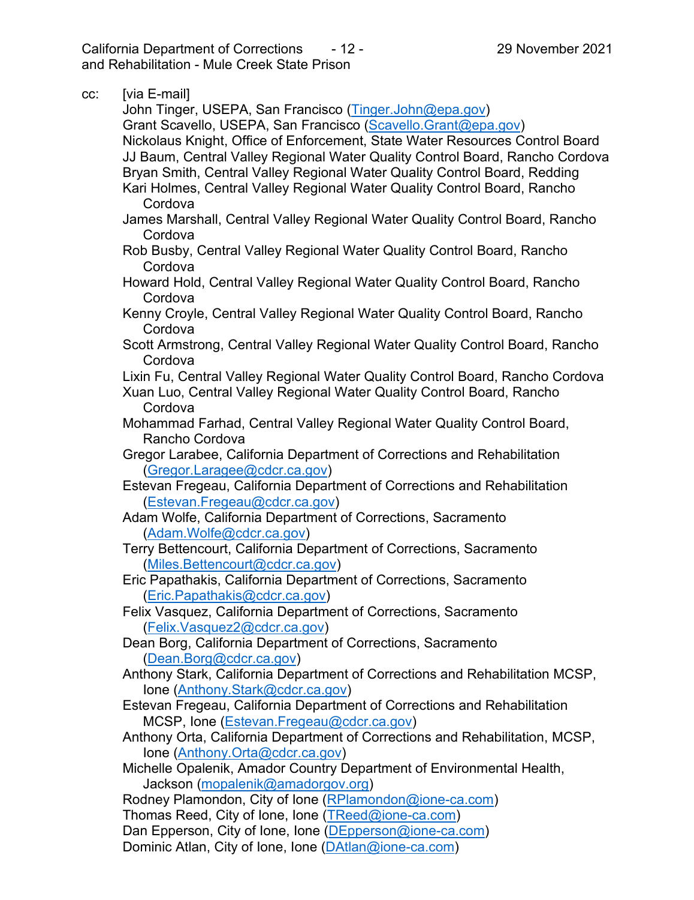cc: [via E-mail]

John Tinger, USEPA, San Francisco (Tinger.John@epa.gov)
Grant Scavello, USEPA, San Francisco (Scavello.Grant@epa.gov)
Nickolaus Knight, Office of Enforcement, State Water Resources Control Board
JJ Baum, Central Valley Regional Water Quality Control Board, Rancho Cordova
Bryan Smith, Central Valley Regional Water Quality Control Board, Redding
Kari Holmes, Central Valley Regional Water Quality Control Board, Rancho Cordova
James Marshall, Central Valley Regional Water Quality Control Board, Rancho Cordova
Rob Busby, Central Valley Regional Water Quality Control Board, Rancho Cordova
Howard Hold, Central Valley Regional Water Quality Control Board, Rancho Cordova
Kenny Croyle, Central Valley Regional Water Quality Control Board, Rancho Cordova
Scott Armstrong, Central Valley Regional Water Quality Control Board, Rancho Cordova
Lixin Fu, Central Valley Regional Water Quality Control Board, Rancho Cordova
Xuan Luo, Central Valley Regional Water Quality Control Board, Rancho Cordova
Mohammad Farhad, Central Valley Regional Water Quality Control Board, Rancho Cordova
Gregor Larabee, California Department of Corrections and Rehabilitation (Gregor.Laragee@cdcr.ca.gov)
Estevan Fregeau, California Department of Corrections and Rehabilitation (Estevan.Fregeau@cdcr.ca.gov)
Adam Wolfe, California Department of Corrections, Sacramento (Adam.Wolfe@cdcr.ca.gov)
Terry Bettencourt, California Department of Corrections, Sacramento (Miles.Bettencourt@cdcr.ca.gov)
Eric Papathakis, California Department of Corrections, Sacramento (Eric.Papathakis@cdcr.ca.gov)
Felix Vasquez, California Department of Corrections, Sacramento (Felix.Vasquez2@cdcr.ca.gov)
Dean Borg, California Department of Corrections, Sacramento (Dean.Borg@cdcr.ca.gov)
Anthony Stark, California Department of Corrections and Rehabilitation MCSP, Ione (Anthony.Stark@cdcr.ca.gov)
Estevan Fregeau, California Department of Corrections and Rehabilitation MCSP, Ione (Estevan.Fregeau@cdcr.ca.gov)
Anthony Orta, California Department of Corrections and Rehabilitation, MCSP, Ione (Anthony.Orta@cdcr.ca.gov)
Michelle Opalenik, Amador Country Department of Environmental Health, Jackson (mopalenik@amadorgov.org)
Rodney Plamondon, City of Ione (RPlamondon@ione-ca.com)
Thomas Reed, City of Ione, Ione (TReed@ione-ca.com)
Dan Epperson, City of Ione, Ione (DEpperson@ione-ca.com)
Dominic Atlan, City of Ione, Ione (DAtlan@ione-ca.com)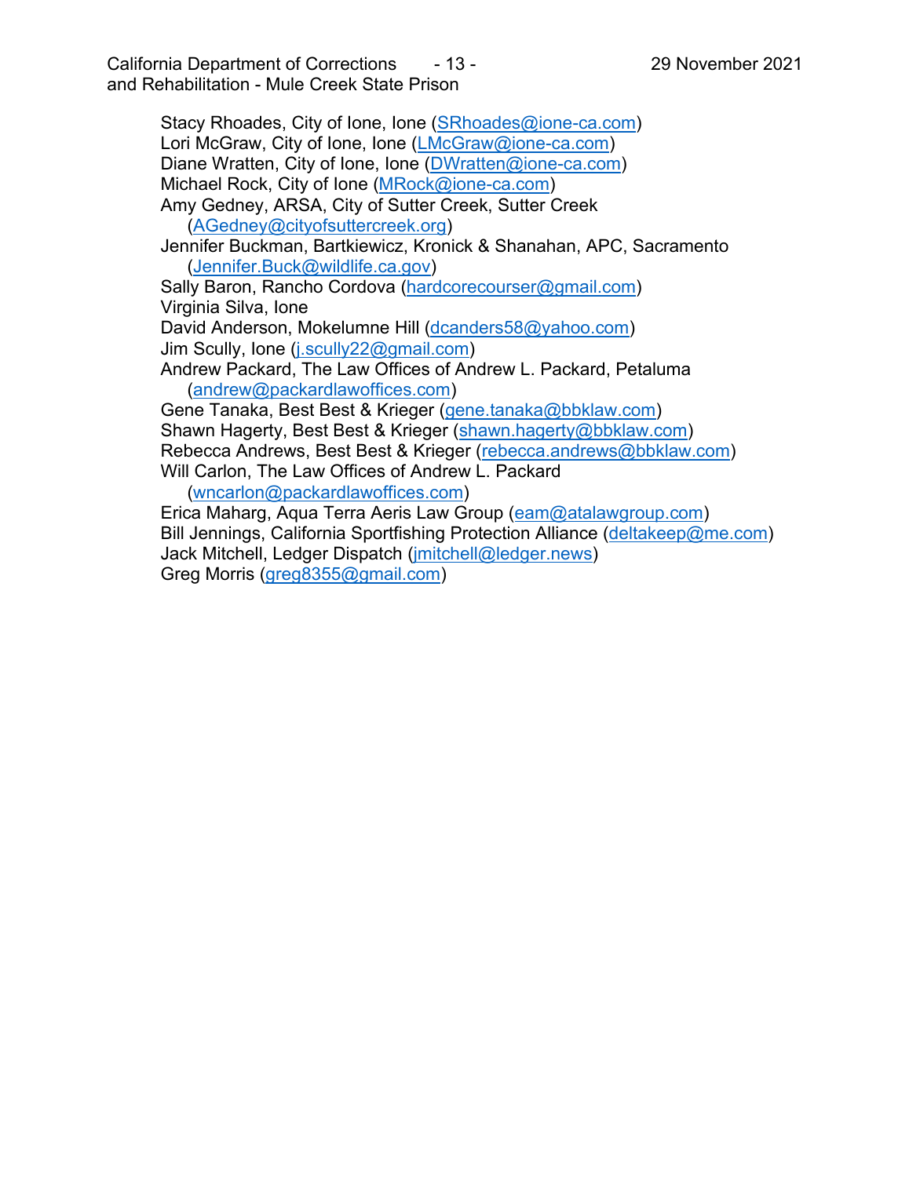Stacy Rhoades, City of Ione, Ione (SRhoades@ione-ca.com)
Lori McGraw, City of Ione, Ione (LMcGraw@ione-ca.com)
Diane Wratten, City of Ione, Ione (DWratten@ione-ca.com)
Michael Rock, City of Ione (MRock@ione-ca.com)
Amy Gedney, ARSA, City of Sutter Creek, Sutter Creek
(AGedney@cityofsuttercreek.org)
Jennifer Buckman, Bartkiewicz, Kronick & Shanahan, APC, Sacramento
(Jennifer.Buck@wildlife.ca.gov)
Sally Baron, Rancho Cordova (hardcorecourser@gmail.com)
Virginia Silva, Ione
David Anderson, Mokelumne Hill (dcanders58@yahoo.com)
Jim Scully, Ione (j.scully22@gmail.com)
Andrew Packard, The Law Offices of Andrew L. Packard, Petaluma
(andrew@packardlawoffices.com)
Gene Tanaka, Best Best & Krieger (gene.tanaka@bbklaw.com)
Shawn Hagerty, Best Best & Krieger (shawn.hagerty@bbklaw.com)
Rebecca Andrews, Best Best & Krieger (rebecca.andrews@bbklaw.com)
Will Carlon, The Law Offices of Andrew L. Packard
(wncarlon@packardlawoffices.com)
Erica Maharg, Aqua Terra Aeris Law Group (eam@atalawgroup.com)
Bill Jennings, California Sportfishing Protection Alliance (deltakeep@me.com)
Jack Mitchell, Ledger Dispatch (jmitchell@ledger.news)
Greg Morris (greg8355@gmail.com)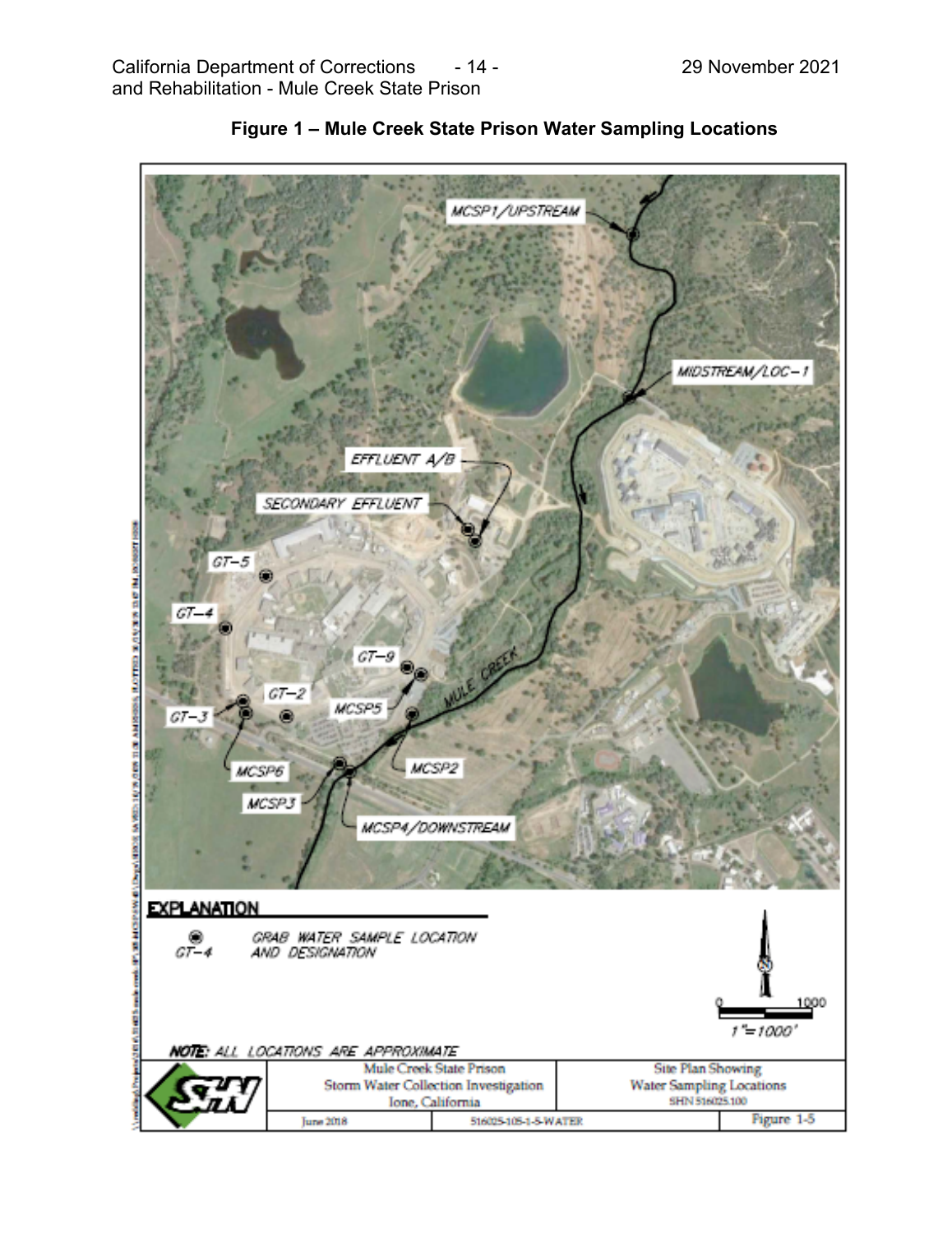**Figure 1 – Mule Creek State Prison Water Sampling Locations**

MCSP1/UPSTREAM

MIDSTREAM/LOC-1

EFFLUENT A/B

SECONDARY EFFLUENT

GT-5

GT-4

GT-9

GT-2

GT-3

MCSP5

MULE CREEK

MCSP6

MCSP2

MCSP3

MCSP4/DOWNSTREAM

EXPLANATION

GT-4 GRAB WATER SAMPLE LOCATION AND DESIGNATION

0 1000

1"=1000'

NOTE: ALL LOCATIONS ARE APPROXIMATE

SHN

Mule Creek State Prison
Storm Water Collection Investigation
Ione, California

Site Plan Showing
Water Sampling Locations
SHN 516025.100

June 2018

516025-105-1-5-WATER

Figure 1-5